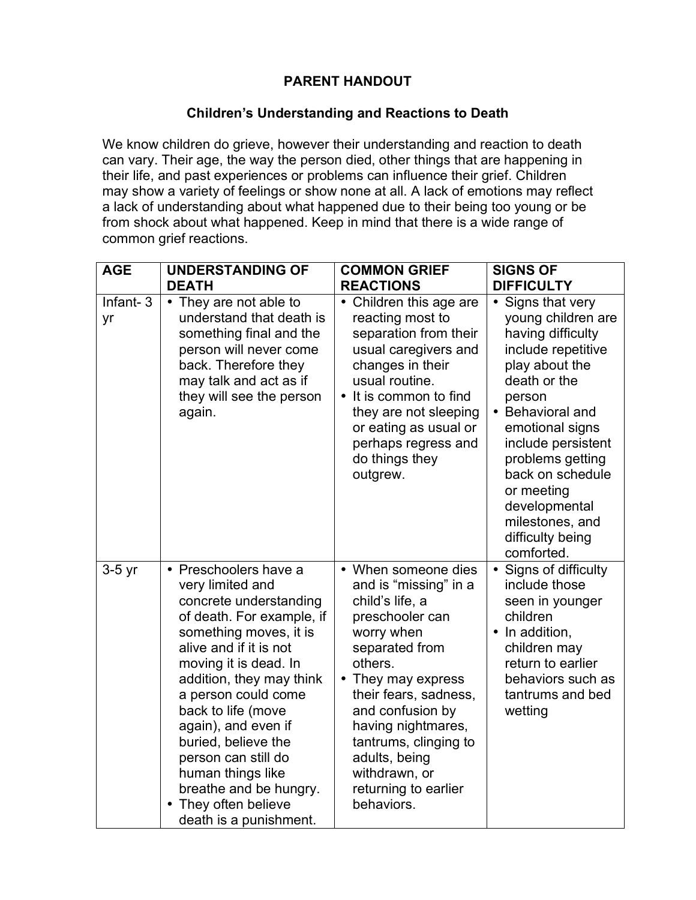# PARENT HANDOUT

## Children's Understanding and Reactions to Death

We know children do grieve, however their understanding and reaction to death can vary. Their age, the way the person died, other things that are happening in their life, and past experiences or problems can influence their grief. Children may show a variety of feelings or show none at all. A lack of emotions may reflect a lack of understanding about what happened due to their being too young or be from shock about what happened. Keep in mind that there is a wide range of common grief reactions.

| AGE | UNDERSTANDING OF DEATH | COMMON GRIEF REACTIONS | SIGNS OF DIFFICULTY |
|---|---|---|---|
| Infant- 3 yr | • They are not able to understand that death is something final and the person will never come back. Therefore they may talk and act as if they will see the person again. | • Children this age are reacting most to separation from their usual caregivers and changes in their usual routine.<br>• It is common to find they are not sleeping or eating as usual or perhaps regress and do things they outgrew. | • Signs that very young children are having difficulty include repetitive play about the death or the person<br>• Behavioral and emotional signs include persistent problems getting back on schedule or meeting developmental milestones, and difficulty being comforted. |
| 3-5 yr | • Preschoolers have a very limited and concrete understanding of death. For example, if something moves, it is alive and if it is not moving it is dead. In addition, they may think a person could come back to life (move again), and even if buried, believe the person can still do human things like breathe and be hungry.<br>• They often believe death is a punishment. | • When someone dies and is "missing" in a child's life, a preschooler can worry when separated from others.<br>• They may express their fears, sadness, and confusion by having nightmares, tantrums, clinging to adults, being withdrawn, or returning to earlier behaviors. | • Signs of difficulty include those seen in younger children<br>• In addition, children may return to earlier behaviors such as tantrums and bed wetting |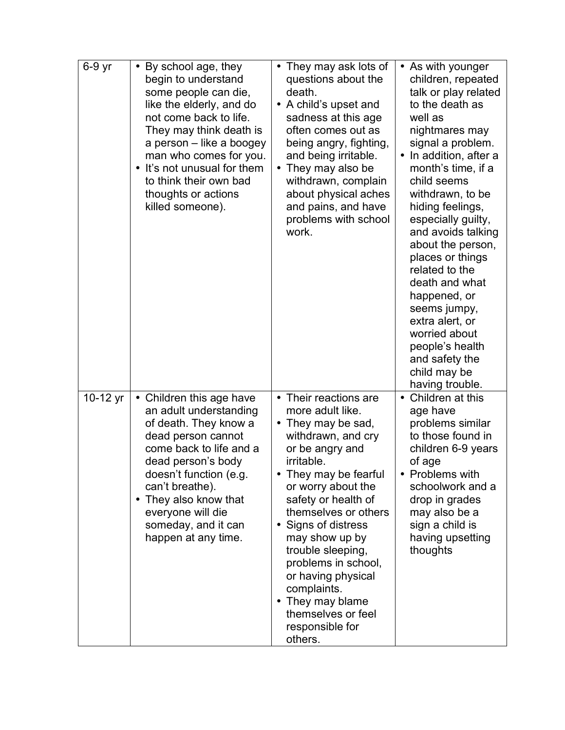| | | | |
|---|---|---|---|
| 6-9 yr | • By school age, they begin to understand some people can die, like the elderly, and do not come back to life. They may think death is a person – like a boogey man who comes for you.<br>• It's not unusual for them to think their own bad thoughts or actions killed someone). | • They may ask lots of questions about the death.<br>• A child's upset and sadness at this age often comes out as being angry, fighting, and being irritable.<br>• They may also be withdrawn, complain about physical aches and pains, and have problems with school work. | • As with younger children, repeated talk or play related to the death as well as nightmares may signal a problem.<br>• In addition, after a month's time, if a child seems withdrawn, to be hiding feelings, especially guilty, and avoids talking about the person, places or things related to the death and what happened, or seems jumpy, extra alert, or worried about people's health and safety the child may be having trouble. |
| 10-12 yr | • Children this age have an adult understanding of death. They know a dead person cannot come back to life and a dead person's body doesn't function (e.g. can't breathe).<br>• They also know that everyone will die someday, and it can happen at any time. | • Their reactions are more adult like.<br>• They may be sad, withdrawn, and cry or be angry and irritable.<br>• They may be fearful or worry about the safety or health of themselves or others<br>• Signs of distress may show up by trouble sleeping, problems in school, or having physical complaints.<br>• They may blame themselves or feel responsible for others. | • Children at this age have problems similar to those found in children 6-9 years of age<br>• Problems with schoolwork and a drop in grades may also be a sign a child is having upsetting thoughts |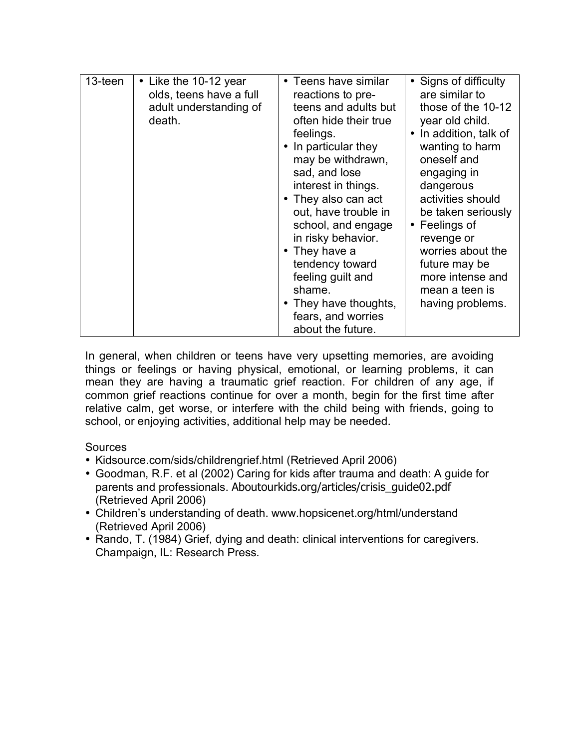| | | | |
|---|---|---|---|
| 13-teen | • Like the 10-12 year olds, teens have a full adult understanding of death. | • Teens have similar reactions to pre-teens and adults but often hide their true feelings.<br>• In particular they may be withdrawn, sad, and lose interest in things.<br>• They also can act out, have trouble in school, and engage in risky behavior.<br>• They have a tendency toward feeling guilt and shame.<br>• They have thoughts, fears, and worries about the future. | • Signs of difficulty are similar to those of the 10-12 year old child.<br>• In addition, talk of wanting to harm oneself and engaging in dangerous activities should be taken seriously<br>• Feelings of revenge or worries about the future may be more intense and mean a teen is having problems. |

In general, when children or teens have very upsetting memories, are avoiding things or feelings or having physical, emotional, or learning problems, it can mean they are having a traumatic grief reaction. For children of any age, if common grief reactions continue for over a month, begin for the first time after relative calm, get worse, or interfere with the child being with friends, going to school, or enjoying activities, additional help may be needed.

Sources

- Kidsource.com/sids/childrengrief.html (Retrieved April 2006)
- Goodman, R.F. et al (2002) Caring for kids after trauma and death: A guide for parents and professionals. Aboutourkids.org/articles/crisis_guide02.pdf (Retrieved April 2006)
- Children's understanding of death. www.hopsicenet.org/html/understand (Retrieved April 2006)
- Rando, T. (1984) Grief, dying and death: clinical interventions for caregivers. Champaign, IL: Research Press.